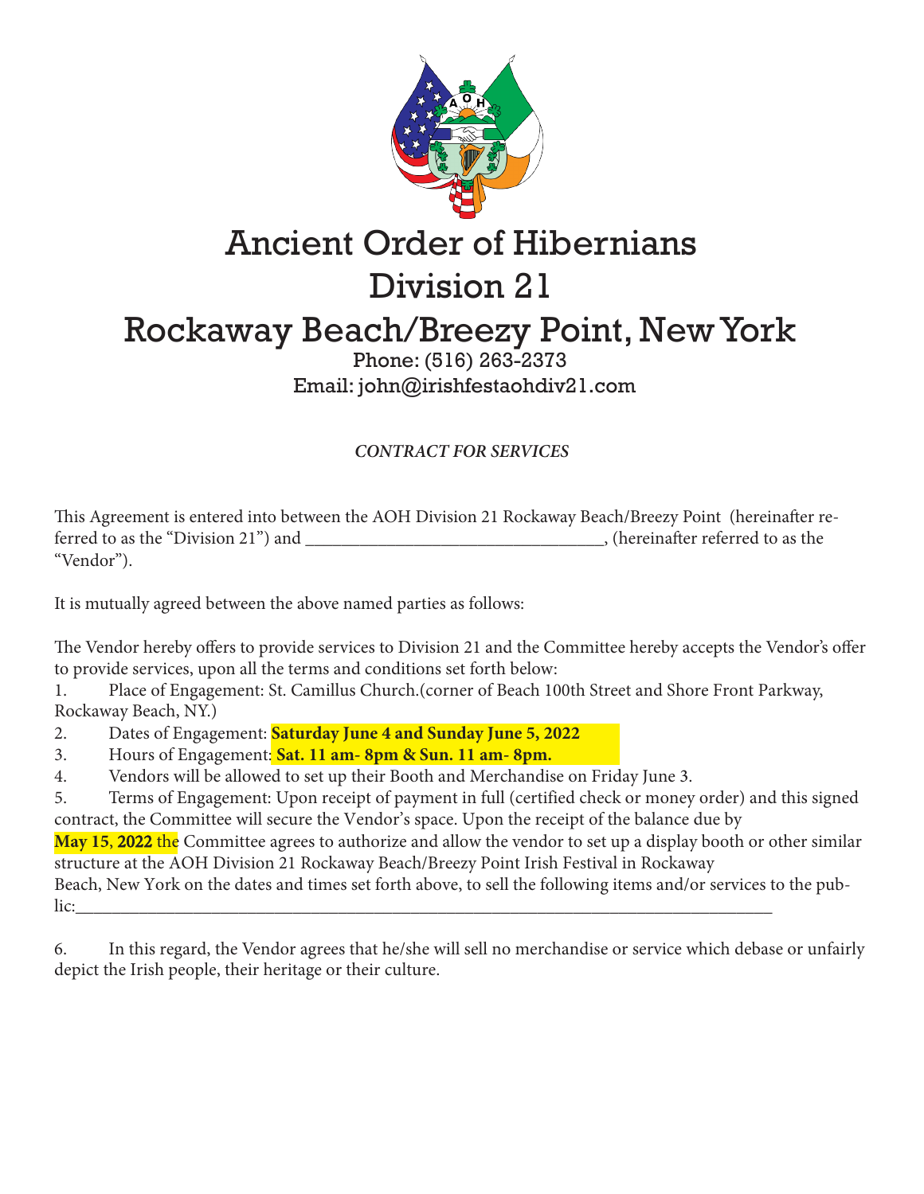# Ancient Order of Hibernians
# Division 21
# Rockaway Beach/Breezy Point, New York

Phone: (516) 263-2373
Email: john@irishfestaohdiv21.com

*CONTRACT FOR SERVICES*

This Agreement is entered into between the AOH Division 21 Rockaway Beach/Breezy Point (hereinafter referred to as the "Division 21") and _________________________________, (hereinafter referred to as the "Vendor").

It is mutually agreed between the above named parties as follows:

The Vendor hereby offers to provide services to Division 21 and the Committee hereby accepts the Vendor's offer to provide services, upon all the terms and conditions set forth below:

1. Place of Engagement: St. Camillus Church.(corner of Beach 100th Street and Shore Front Parkway, Rockaway Beach, NY.)
2. Dates of Engagement: **Saturday June 4 and Sunday June 5, 2022**
3. Hours of Engagement: **Sat. 11 am- 8pm & Sun. 11 am- 8pm.**
4. Vendors will be allowed to set up their Booth and Merchandise on Friday June 3.
5. Terms of Engagement: Upon receipt of payment in full (certified check or money order) and this signed contract, the Committee will secure the Vendor's space. Upon the receipt of the balance due by **May 15, 2022** the Committee agrees to authorize and allow the vendor to set up a display booth or other similar structure at the AOH Division 21 Rockaway Beach/Breezy Point Irish Festival in Rockaway Beach, New York on the dates and times set forth above, to sell the following items and/or services to the public:_____________________________________________________________________________

6. In this regard, the Vendor agrees that he/she will sell no merchandise or service which debase or unfairly depict the Irish people, their heritage or their culture.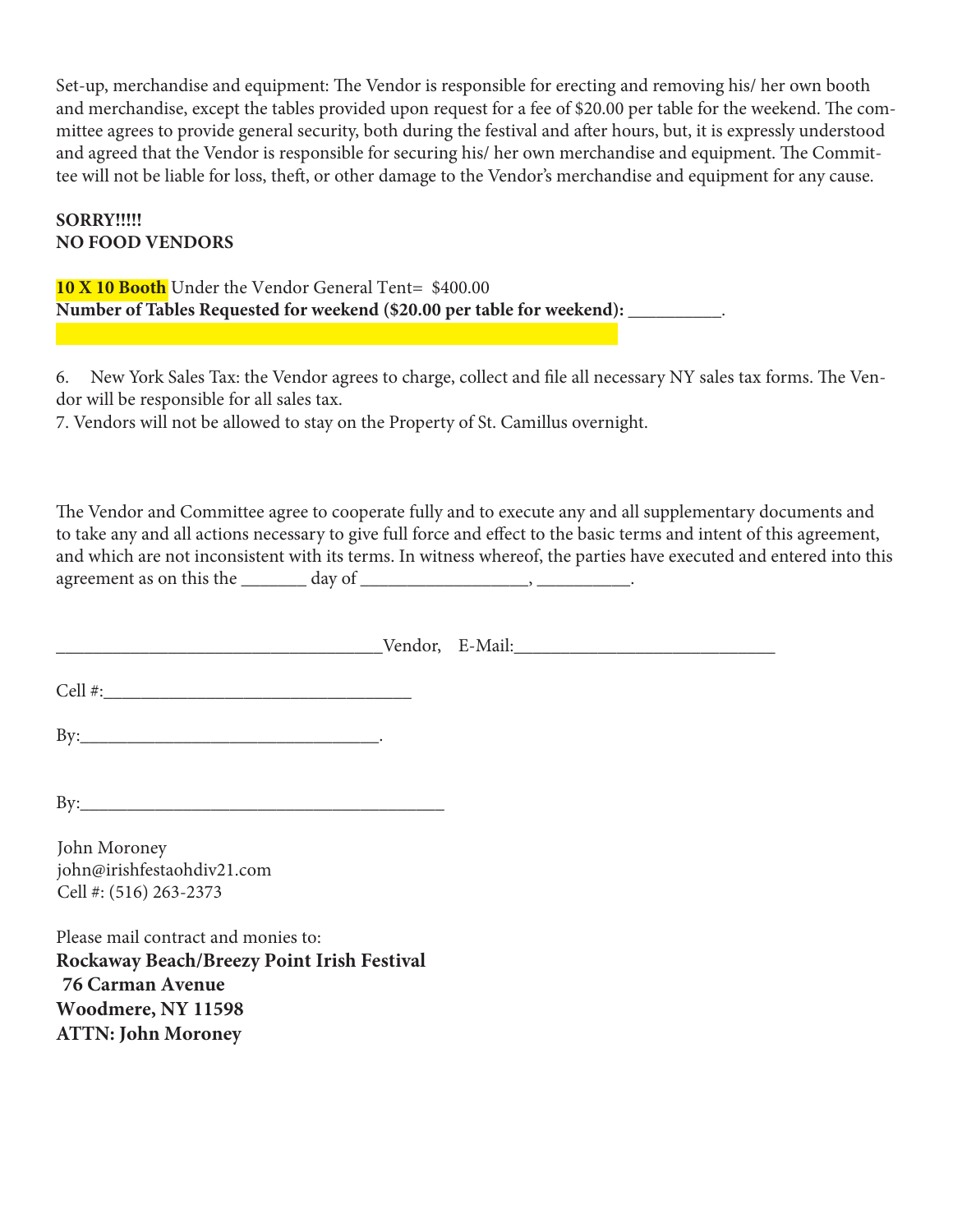Set-up, merchandise and equipment: The Vendor is responsible for erecting and removing his/ her own booth and merchandise, except the tables provided upon request for a fee of $20.00 per table for the weekend. The committee agrees to provide general security, both during the festival and after hours, but, it is expressly understood and agreed that the Vendor is responsible for securing his/ her own merchandise and equipment. The Committee will not be liable for loss, theft, or other damage to the Vendor's merchandise and equipment for any cause.

**SORRY!!!!!**
**NO FOOD VENDORS**

**10 X 10 Booth** Under the Vendor General Tent= $400.00
**Number of Tables Requested for weekend ($20.00 per table for weekend): __________.**

6. New York Sales Tax: the Vendor agrees to charge, collect and file all necessary NY sales tax forms. The Vendor will be responsible for all sales tax.
7. Vendors will not be allowed to stay on the Property of St. Camillus overnight.

The Vendor and Committee agree to cooperate fully and to execute any and all supplementary documents and to take any and all actions necessary to give full force and effect to the basic terms and intent of this agreement, and which are not inconsistent with its terms. In witness whereof, the parties have executed and entered into this agreement as on this the _______ day of __________________, __________.

___________________________________Vendor, E-Mail:____________________________

Cell #:_________________________________

By:________________________________.

By:_______________________________________

John Moroney
john@irishfestaohdiv21.com
Cell #: (516) 263-2373

Please mail contract and monies to:
**Rockaway Beach/Breezy Point Irish Festival**
**76 Carman Avenue**
**Woodmere, NY 11598**
**ATTN: John Moroney**